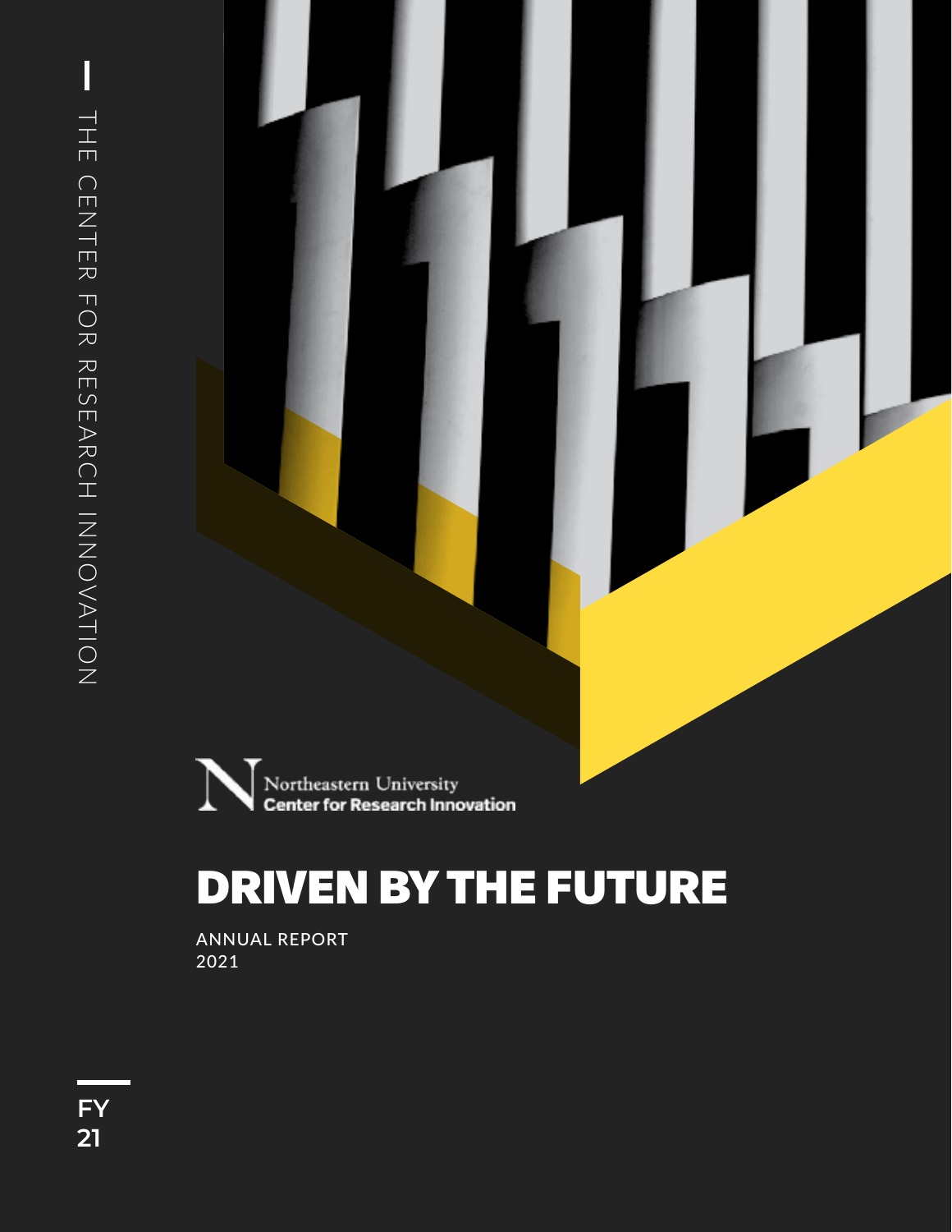THE CENTER FOR RESEARCH INNOVATION

Northeastern University
Center for Research Innovation

# DRIVEN BY THE FUTURE

ANNUAL REPORT
2021

FY
21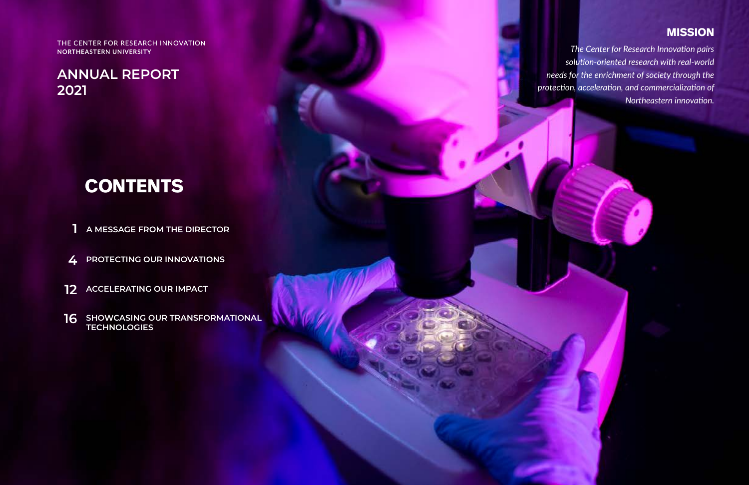THE CENTER FOR RESEARCH INNOVATION
**NORTHEASTERN UNIVERSITY**

# ANNUAL REPORT 2021

## CONTENTS

1. **A MESSAGE FROM THE DIRECTOR**

4. **PROTECTING OUR INNOVATIONS**

12. **ACCELERATING OUR IMPACT**

16. **SHOWCASING OUR TRANSFORMATIONAL TECHNOLOGIES**

## MISSION

*The Center for Research Innovation pairs solution-oriented research with real-world needs for the enrichment of society through the protection, acceleration, and commercialization of Northeastern innovation.*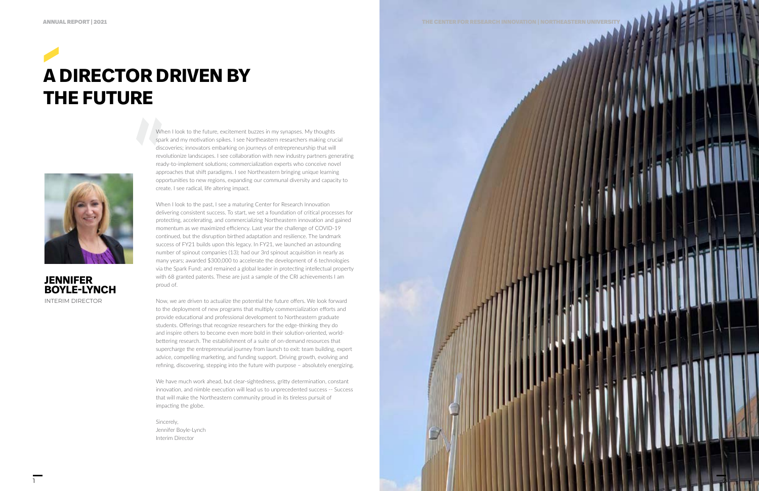# A DIRECTOR DRIVEN BY THE FUTURE

**JENNIFER BOYLE-LYNCH**
INTERIM DIRECTOR

When I look to the future, excitement buzzes in my synapses. My thoughts spark and my motivation spikes. I see Northeastern researchers making crucial discoveries; innovators embarking on journeys of entrepreneurship that will revolutionize landscapes. I see collaboration with new industry partners generating ready-to-implement solutions; commercialization experts who conceive novel approaches that shift paradigms. I see Northeastern bringing unique learning opportunities to new regions, expanding our communal diversity and capacity to create. I see radical, life altering impact.

When I look to the past, I see a maturing Center for Research Innovation delivering consistent success. To start, we set a foundation of critical processes for protecting, accelerating, and commercializing Northeastern innovation and gained momentum as we maximized efficiency. Last year the challenge of COVID-19 continued, but the disruption birthed adaptation and resilience. The landmark success of FY21 builds upon this legacy. In FY21, we launched an astounding number of spinout companies (13); had our 3rd spinout acquisition in nearly as many years; awarded $300,000 to accelerate the development of 6 technologies via the Spark Fund; and remained a global leader in protecting intellectual property with 68 granted patents. These are just a sample of the CRI achievements I am proud of.

Now, we are driven to actualize the potential the future offers. We look forward to the deployment of new programs that multiply commercialization efforts and provide educational and professional development to Northeastern graduate students. Offerings that recognize researchers for the edge-thinking they do and inspire others to become even more bold in their solution-oriented, world-bettering research. The establishment of a suite of on-demand resources that supercharge the entrepreneurial journey from launch to exit: team building, expert advice, compelling marketing, and funding support. Driving growth, evolving and refining, discovering, stepping into the future with purpose – absolutely energizing.

We have much work ahead, but clear-sightedness, gritty determination, constant innovation, and nimble execution will lead us to unprecedented success -- Success that will make the Northeastern community proud in its tireless pursuit of impacting the globe.

Sincerely,
Jennifer Boyle-Lynch
Interim Director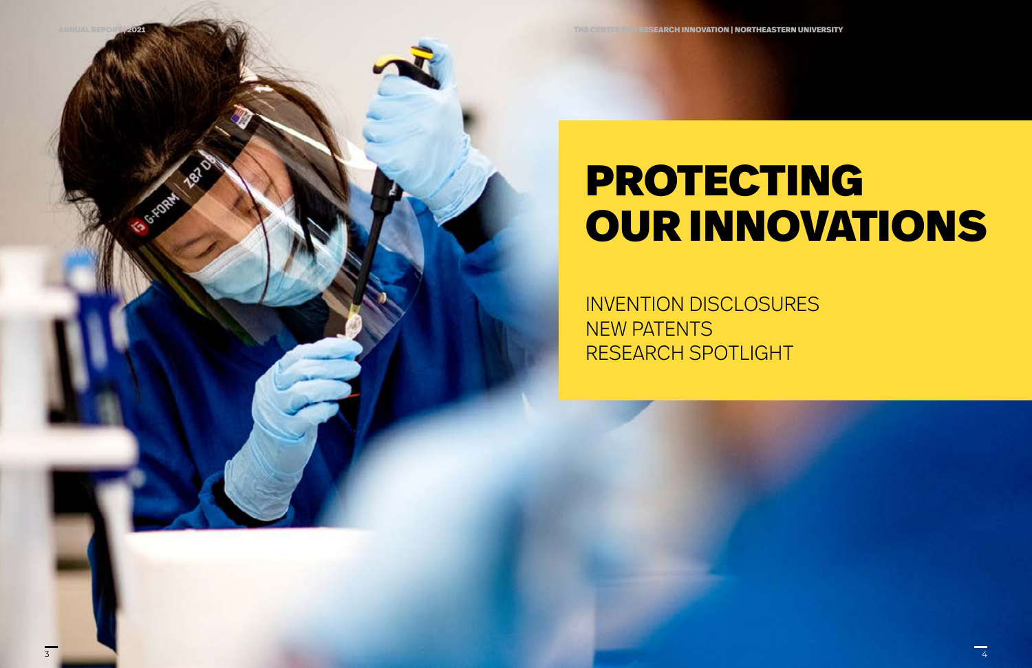# PROTECTING OUR INNOVATIONS

INVENTION DISCLOSURES
NEW PATENTS
RESEARCH SPOTLIGHT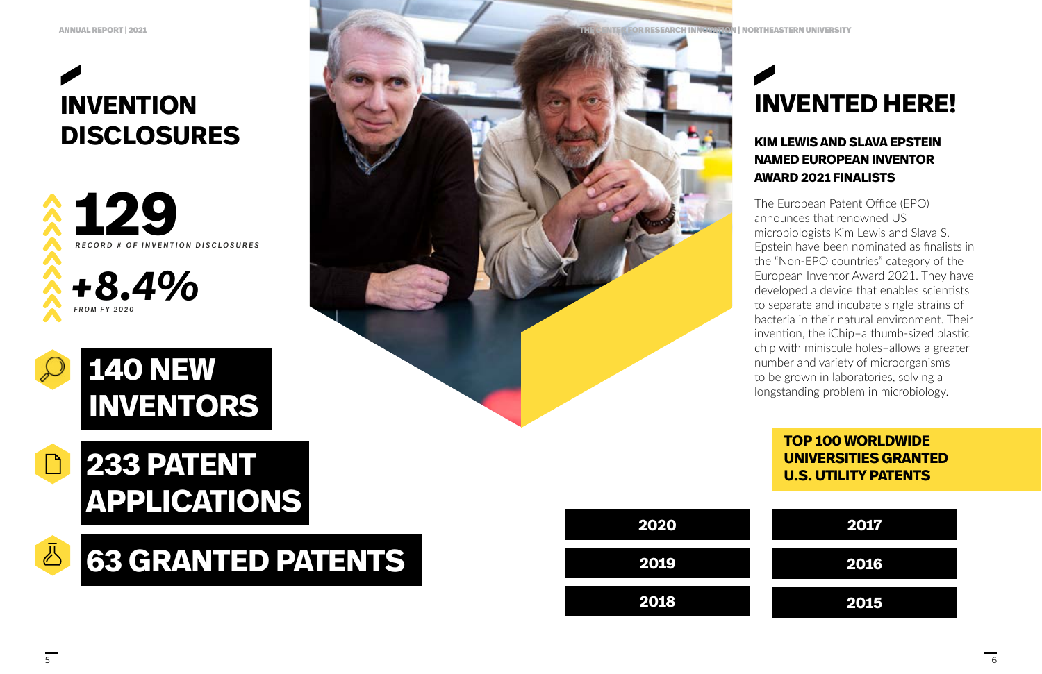## INVENTION DISCLOSURES

**129**

*RECORD # OF INVENTION DISCLOSURES*

***+8.4%***

*FROM FY 2020*

**140 NEW INVENTORS**

**233 PATENT APPLICATIONS**

**63 GRANTED PATENTS**

## INVENTED HERE!

### KIM LEWIS AND SLAVA EPSTEIN NAMED EUROPEAN INVENTOR AWARD 2021 FINALISTS

The European Patent Office (EPO) announces that renowned US microbiologists Kim Lewis and Slava S. Epstein have been nominated as finalists in the "Non-EPO countries" category of the European Inventor Award 2021. They have developed a device that enables scientists to separate and incubate single strains of bacteria in their natural environment. Their invention, the iChip–a thumb-sized plastic chip with miniscule holes–allows a greater number and variety of microorganisms to be grown in laboratories, solving a longstanding problem in microbiology.

**TOP 100 WORLDWIDE UNIVERSITIES GRANTED U.S. UTILITY PATENTS**

**2020**

**2019**

**2018**

**2017**

**2016**

**2015**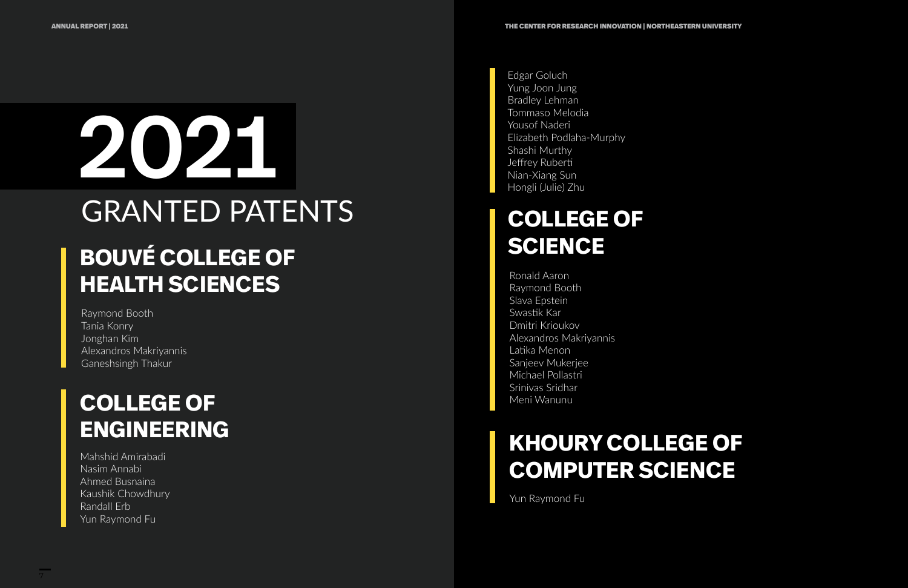# 2021

# GRANTED PATENTS

## BOUVÉ COLLEGE OF HEALTH SCIENCES

Raymond Booth
Tania Konry
Jonghan Kim
Alexandros Makriyannis
Ganeshsingh Thakur

## COLLEGE OF ENGINEERING

Mahshid Amirabadi
Nasim Annabi
Ahmed Busnaina
Kaushik Chowdhury
Randall Erb
Yun Raymond Fu
Edgar Goluch
Yung Joon Jung
Bradley Lehman
Tommaso Melodia
Yousof Naderi
Elizabeth Podlaha-Murphy
Shashi Murthy
Jeffrey Ruberti
Nian-Xiang Sun
Hongli (Julie) Zhu

## COLLEGE OF SCIENCE

Ronald Aaron
Raymond Booth
Slava Epstein
Swastik Kar
Dmitri Krioukov
Alexandros Makriyannis
Latika Menon
Sanjeev Mukerjee
Michael Pollastri
Srinivas Sridhar
Meni Wanunu

## KHOURY COLLEGE OF COMPUTER SCIENCE

Yun Raymond Fu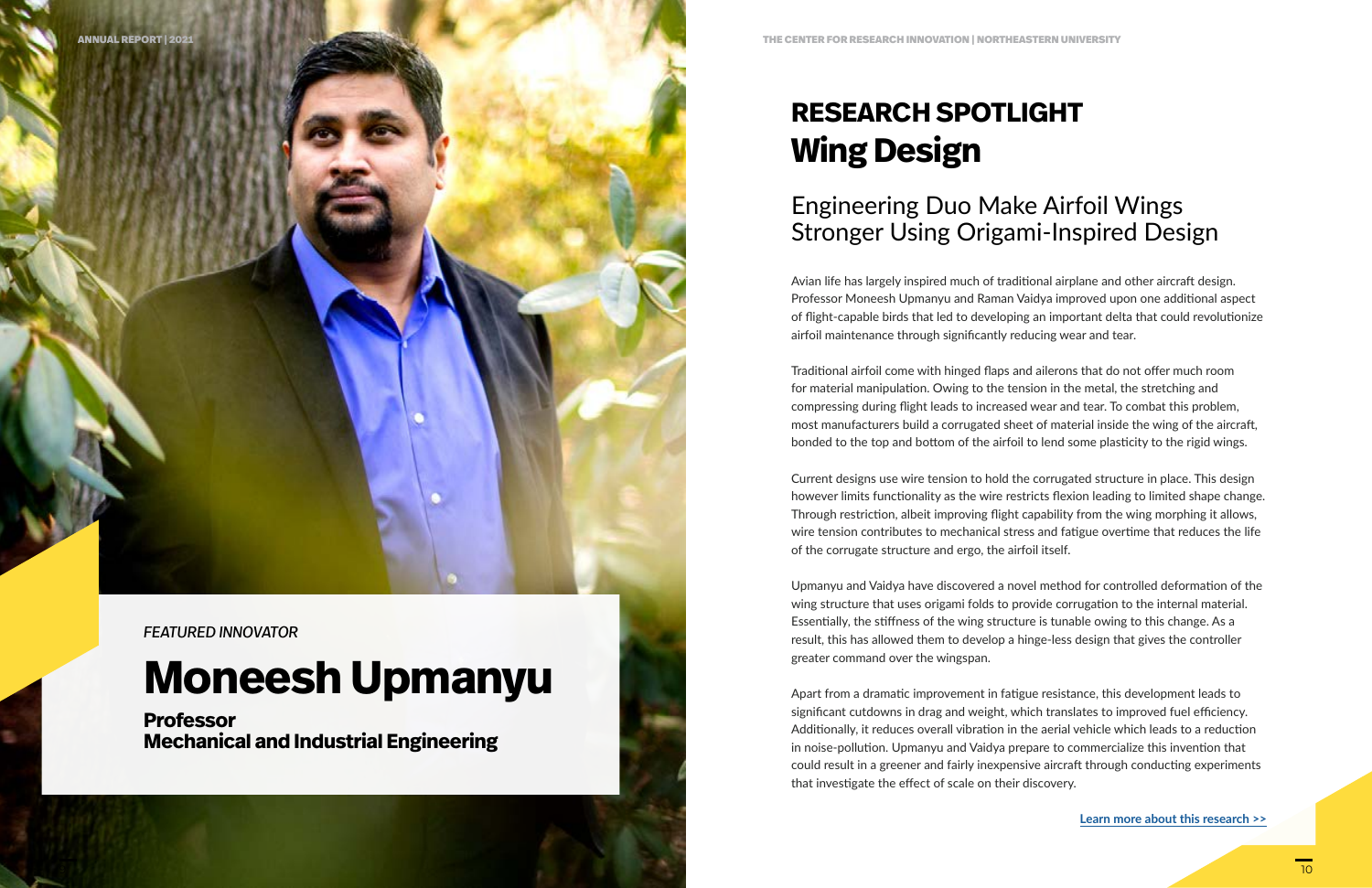*FEATURED INNOVATOR*

# Moneesh Upmanyu

**Professor**
**Mechanical and Industrial Engineering**

## RESEARCH SPOTLIGHT
# Wing Design

## Engineering Duo Make Airfoil Wings Stronger Using Origami-Inspired Design

Avian life has largely inspired much of traditional airplane and other aircraft design. Professor Moneesh Upmanyu and Raman Vaidya improved upon one additional aspect of flight-capable birds that led to developing an important delta that could revolutionize airfoil maintenance through significantly reducing wear and tear.

Traditional airfoil come with hinged flaps and ailerons that do not offer much room for material manipulation. Owing to the tension in the metal, the stretching and compressing during flight leads to increased wear and tear. To combat this problem, most manufacturers build a corrugated sheet of material inside the wing of the aircraft, bonded to the top and bottom of the airfoil to lend some plasticity to the rigid wings.

Current designs use wire tension to hold the corrugated structure in place. This design however limits functionality as the wire restricts flexion leading to limited shape change. Through restriction, albeit improving flight capability from the wing morphing it allows, wire tension contributes to mechanical stress and fatigue overtime that reduces the life of the corrugate structure and ergo, the airfoil itself.

Upmanyu and Vaidya have discovered a novel method for controlled deformation of the wing structure that uses origami folds to provide corrugation to the internal material. Essentially, the stiffness of the wing structure is tunable owing to this change. As a result, this has allowed them to develop a hinge-less design that gives the controller greater command over the wingspan.

Apart from a dramatic improvement in fatigue resistance, this development leads to significant cutdowns in drag and weight, which translates to improved fuel efficiency. Additionally, it reduces overall vibration in the aerial vehicle which leads to a reduction in noise-pollution. Upmanyu and Vaidya prepare to commercialize this invention that could result in a greener and fairly inexpensive aircraft through conducting experiments that investigate the effect of scale on their discovery.

**Learn more about this research >>**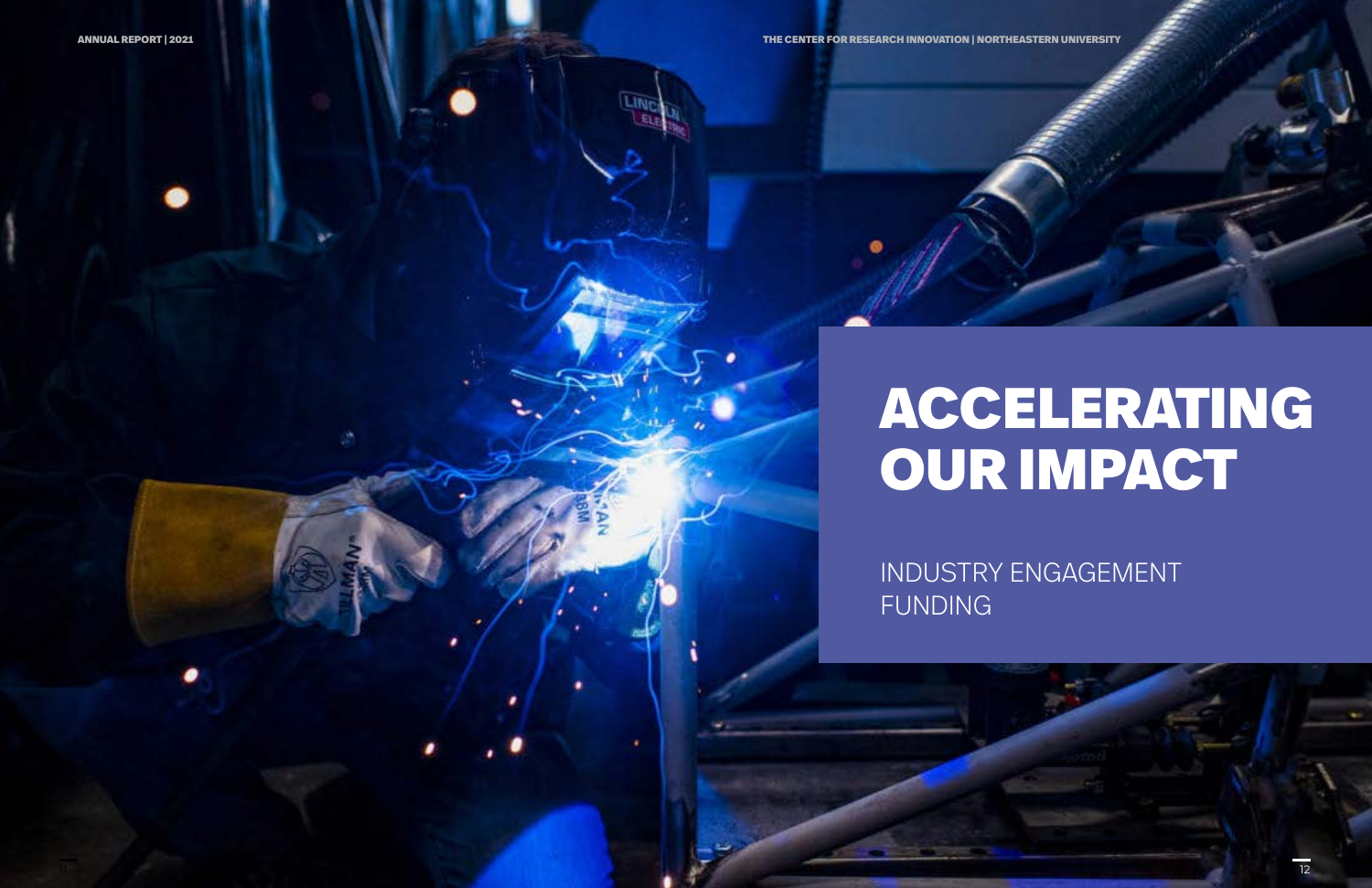# ACCELERATING OUR IMPACT

INDUSTRY ENGAGEMENT FUNDING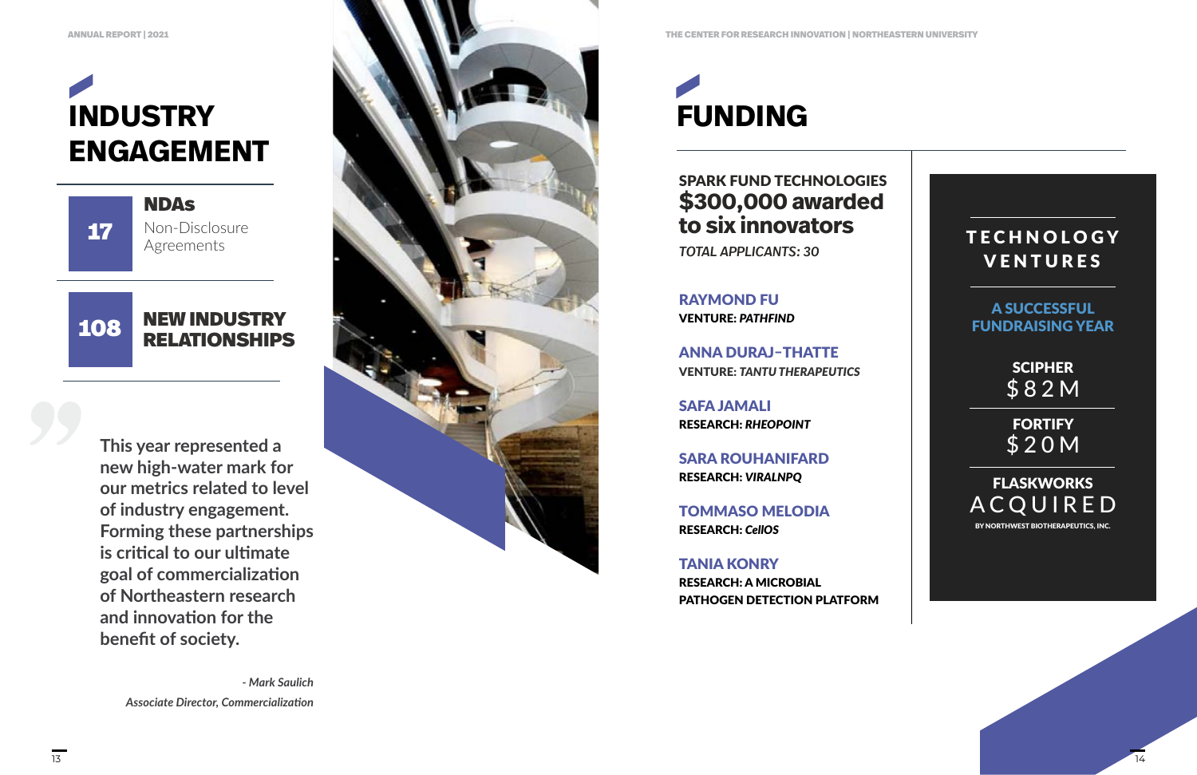# INDUSTRY ENGAGEMENT

**17** **NDAs**
Non-Disclosure Agreements

**108** **NEW INDUSTRY RELATIONSHIPS**

> **This year represented a new high-water mark for our metrics related to level of industry engagement. Forming these partnerships is critical to our ultimate goal of commercialization of Northeastern research and innovation for the benefit of society.**
>
> *- Mark Saulich*
> *Associate Director, Commercialization*

# FUNDING

**SPARK FUND TECHNOLOGIES**

## $300,000 awarded to six innovators

*TOTAL APPLICANTS: 30*

**RAYMOND FU**
**VENTURE:** ***PATHFIND***

**ANNA DURAJ-THATTE**
**VENTURE:** ***TANTU THERAPEUTICS***

**SAFA JAMALI**
**RESEARCH:** ***RHEOPOINT***

**SARA ROUHANIFARD**
**RESEARCH:** ***VIRALNPQ***

**TOMMASO MELODIA**
**RESEARCH:** ***CellOS***

**TANIA KONRY**
**RESEARCH: A MICROBIAL PATHOGEN DETECTION PLATFORM**

## TECHNOLOGY VENTURES

**A SUCCESSFUL FUNDRAISING YEAR**

**SCIPHER**
$82M

**FORTIFY**
$20M

**FLASKWORKS**
ACQUIRED
BY NORTHWEST BIOTHERAPEUTICS, INC.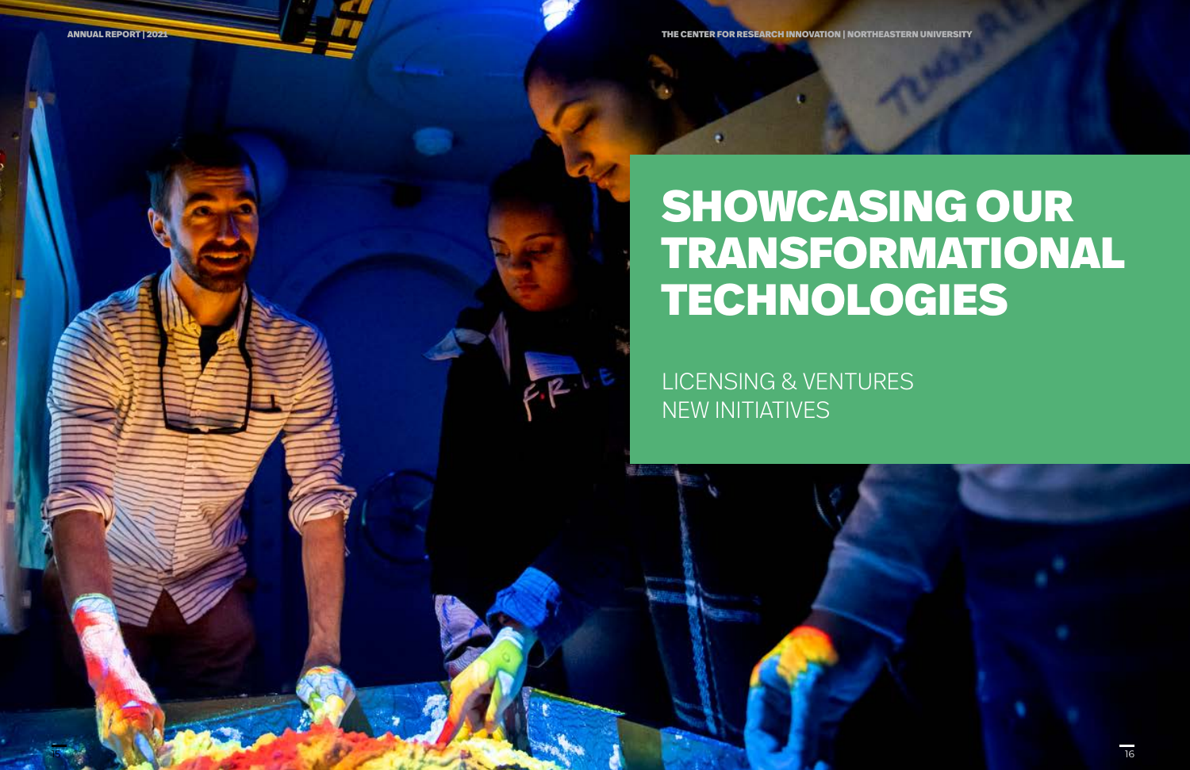# SHOWCASING OUR TRANSFORMATIONAL TECHNOLOGIES

LICENSING & VENTURES
NEW INITIATIVES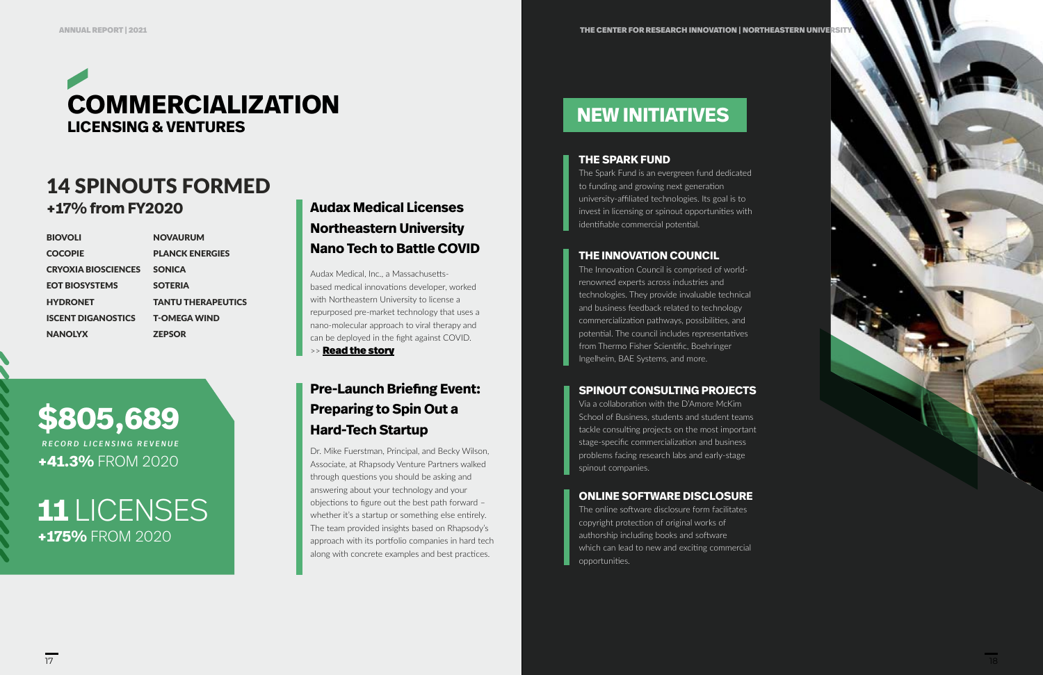# COMMERCIALIZATION
## LICENSING & VENTURES

## 14 SPINOUTS FORMED
### +17% from FY2020

| | |
|---|---|
| BIOVOLI | NOVAURUM |
| COCOPIE | PLANCK ENERGIES |
| CRYOXIA BIOSCIENCES | SONICA |
| EOT BIOSYSTEMS | SOTERIA |
| HYDRONET | TANTU THERAPEUTICS |
| ISCENT DIGANOSTICS | T-OMEGA WIND |
| NANOLYX | ZEPSOR |

**$805,689**
*RECORD LICENSING REVENUE*
**+41.3%** FROM 2020

**11** LICENSES
**+175%** FROM 2020

### Audax Medical Licenses Northeastern University Nano Tech to Battle COVID

Audax Medical, Inc., a Massachusetts-based medical innovations developer, worked with Northeastern University to license a repurposed pre-market technology that uses a nano-molecular approach to viral therapy and can be deployed in the fight against COVID.
>> **Read the story**

### Pre-Launch Briefing Event: Preparing to Spin Out a Hard-Tech Startup

Dr. Mike Fuerstman, Principal, and Becky Wilson, Associate, at Rhapsody Venture Partners walked through questions you should be asking and answering about your technology and your objections to figure out the best path forward – whether it's a startup or something else entirely. The team provided insights based on Rhapsody's approach with its portfolio companies in hard tech along with concrete examples and best practices.

# NEW INITIATIVES

### THE SPARK FUND

The Spark Fund is an evergreen fund dedicated to funding and growing next generation university-affiliated technologies. Its goal is to invest in licensing or spinout opportunities with identifiable commercial potential.

### THE INNOVATION COUNCIL

The Innovation Council is comprised of world-renowned experts across industries and technologies. They provide invaluable technical and business feedback related to technology commercialization pathways, possibilities, and potential. The council includes representatives from Thermo Fisher Scientific, Boehringer Ingelheim, BAE Systems, and more.

### SPINOUT CONSULTING PROJECTS

Via a collaboration with the D'Amore McKim School of Business, students and student teams tackle consulting projects on the most important stage-specific commercialization and business problems facing research labs and early-stage spinout companies.

### ONLINE SOFTWARE DISCLOSURE

The online software disclosure form facilitates copyright protection of original works of authorship including books and software which can lead to new and exciting commercial opportunities.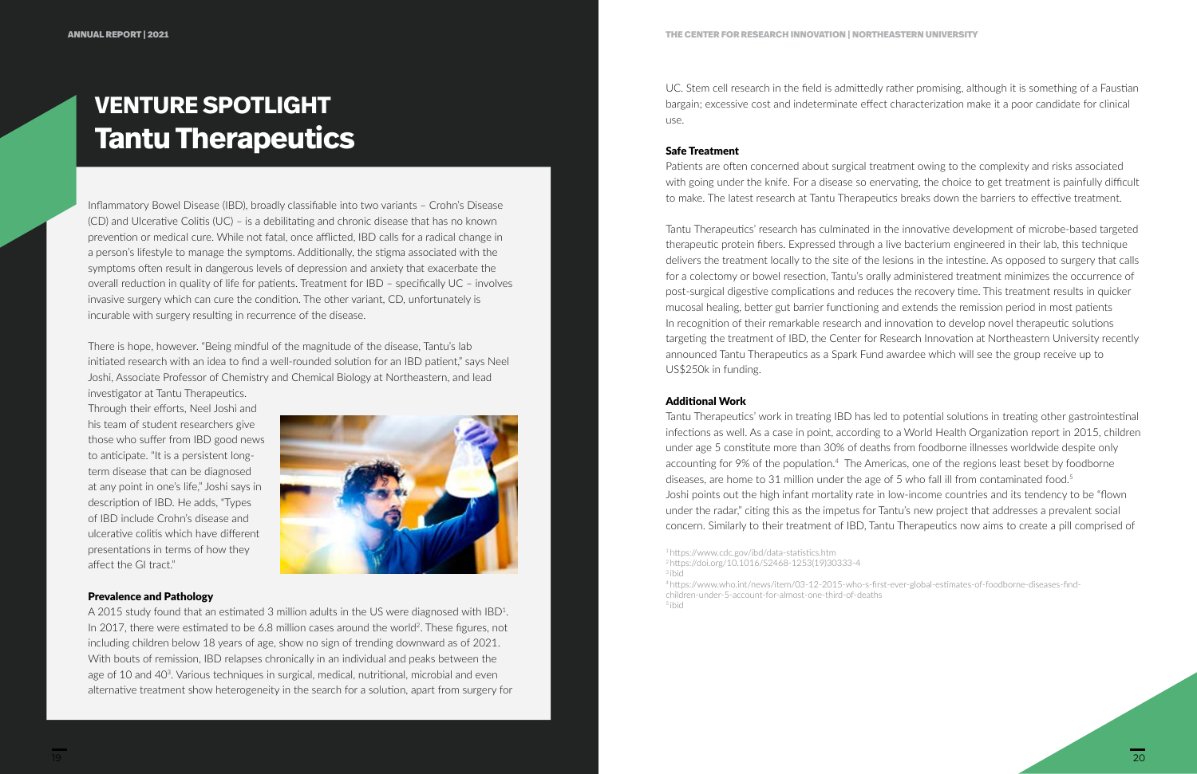# VENTURE SPOTLIGHT
# Tantu Therapeutics

Inflammatory Bowel Disease (IBD), broadly classifiable into two variants – Crohn's Disease (CD) and Ulcerative Colitis (UC) – is a debilitating and chronic disease that has no known prevention or medical cure. While not fatal, once afflicted, IBD calls for a radical change in a person's lifestyle to manage the symptoms. Additionally, the stigma associated with the symptoms often result in dangerous levels of depression and anxiety that exacerbate the overall reduction in quality of life for patients. Treatment for IBD – specifically UC – involves invasive surgery which can cure the condition. The other variant, CD, unfortunately is incurable with surgery resulting in recurrence of the disease.

There is hope, however. "Being mindful of the magnitude of the disease, Tantu's lab initiated research with an idea to find a well-rounded solution for an IBD patient," says Neel Joshi, Associate Professor of Chemistry and Chemical Biology at Northeastern, and lead investigator at Tantu Therapeutics.

Through their efforts, Neel Joshi and his team of student researchers give those who suffer from IBD good news to anticipate. "It is a persistent long-term disease that can be diagnosed at any point in one's life," Joshi says in description of IBD. He adds, "Types of IBD include Crohn's disease and ulcerative colitis which have different presentations in terms of how they affect the GI tract."

### Prevalence and Pathology

A 2015 study found that an estimated 3 million adults in the US were diagnosed with IBD[1]. In 2017, there were estimated to be 6.8 million cases around the world[2]. These figures, not including children below 18 years of age, show no sign of trending downward as of 2021. With bouts of remission, IBD relapses chronically in an individual and peaks between the age of 10 and 40[3]. Various techniques in surgical, medical, nutritional, microbial and even alternative treatment show heterogeneity in the search for a solution, apart from surgery for UC. Stem cell research in the field is admittedly rather promising, although it is something of a Faustian bargain; excessive cost and indeterminate effect characterization make it a poor candidate for clinical use.

### Safe Treatment

Patients are often concerned about surgical treatment owing to the complexity and risks associated with going under the knife. For a disease so enervating, the choice to get treatment is painfully difficult to make. The latest research at Tantu Therapeutics breaks down the barriers to effective treatment.

Tantu Therapeutics' research has culminated in the innovative development of microbe-based targeted therapeutic protein fibers. Expressed through a live bacterium engineered in their lab, this technique delivers the treatment locally to the site of the lesions in the intestine. As opposed to surgery that calls for a colectomy or bowel resection, Tantu's orally administered treatment minimizes the occurrence of post-surgical digestive complications and reduces the recovery time. This treatment results in quicker mucosal healing, better gut barrier functioning and extends the remission period in most patients In recognition of their remarkable research and innovation to develop novel therapeutic solutions targeting the treatment of IBD, the Center for Research Innovation at Northeastern University recently announced Tantu Therapeutics as a Spark Fund awardee which will see the group receive up to US$250k in funding.

### Additional Work

Tantu Therapeutics' work in treating IBD has led to potential solutions in treating other gastrointestinal infections as well. As a case in point, according to a World Health Organization report in 2015, children under age 5 constitute more than 30% of deaths from foodborne illnesses worldwide despite only accounting for 9% of the population.[4] The Americas, one of the regions least beset by foodborne diseases, are home to 31 million under the age of 5 who fall ill from contaminated food.[5] Joshi points out the high infant mortality rate in low-income countries and its tendency to be "flown under the radar," citing this as the impetus for Tantu's new project that addresses a prevalent social concern. Similarly to their treatment of IBD, Tantu Therapeutics now aims to create a pill comprised of

[1] https://www.cdc.gov/ibd/data-statistics.htm
[2] https://doi.org/10.1016/S2468-1253(19)30333-4
[3] ibid
[4] https://www.who.int/news/item/03-12-2015-who-s-first-ever-global-estimates-of-foodborne-diseases-find-children-under-5-account-for-almost-one-third-of-deaths
[5] ibid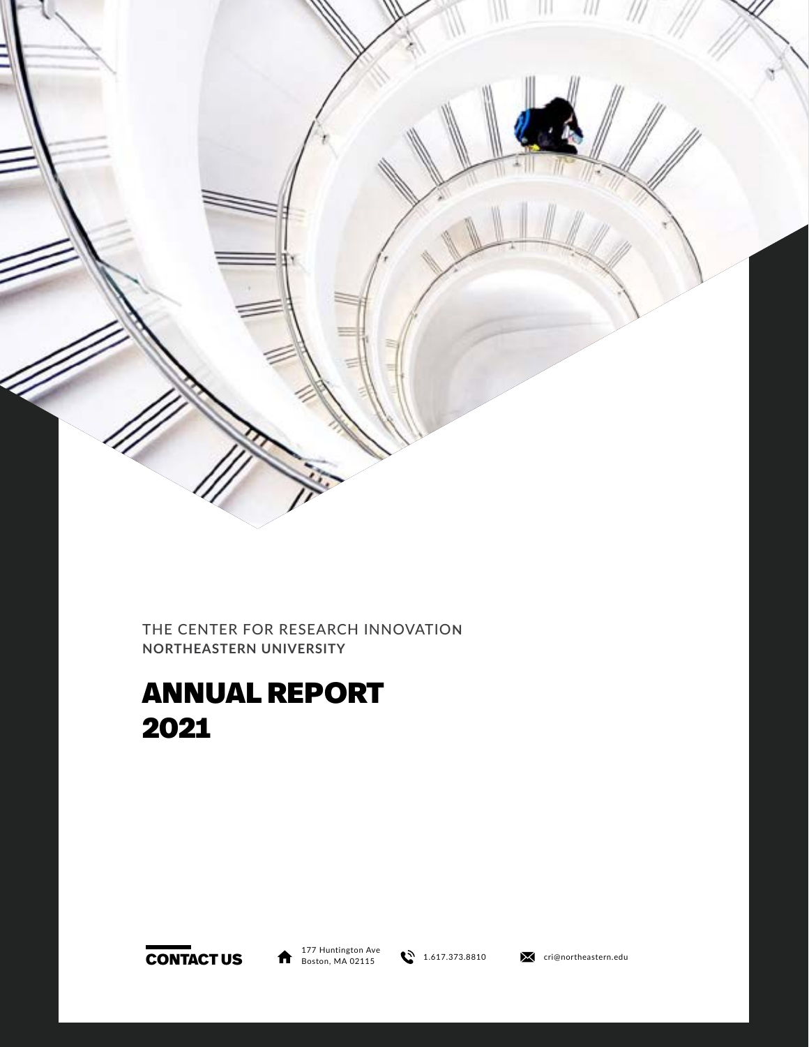THE CENTER FOR RESEARCH INNOVATION
**NORTHEASTERN UNIVERSITY**

# ANNUAL REPORT 2021

**CONTACT US**

177 Huntington Ave
Boston, MA 02115

1.617.373.8810

cri@northeastern.edu